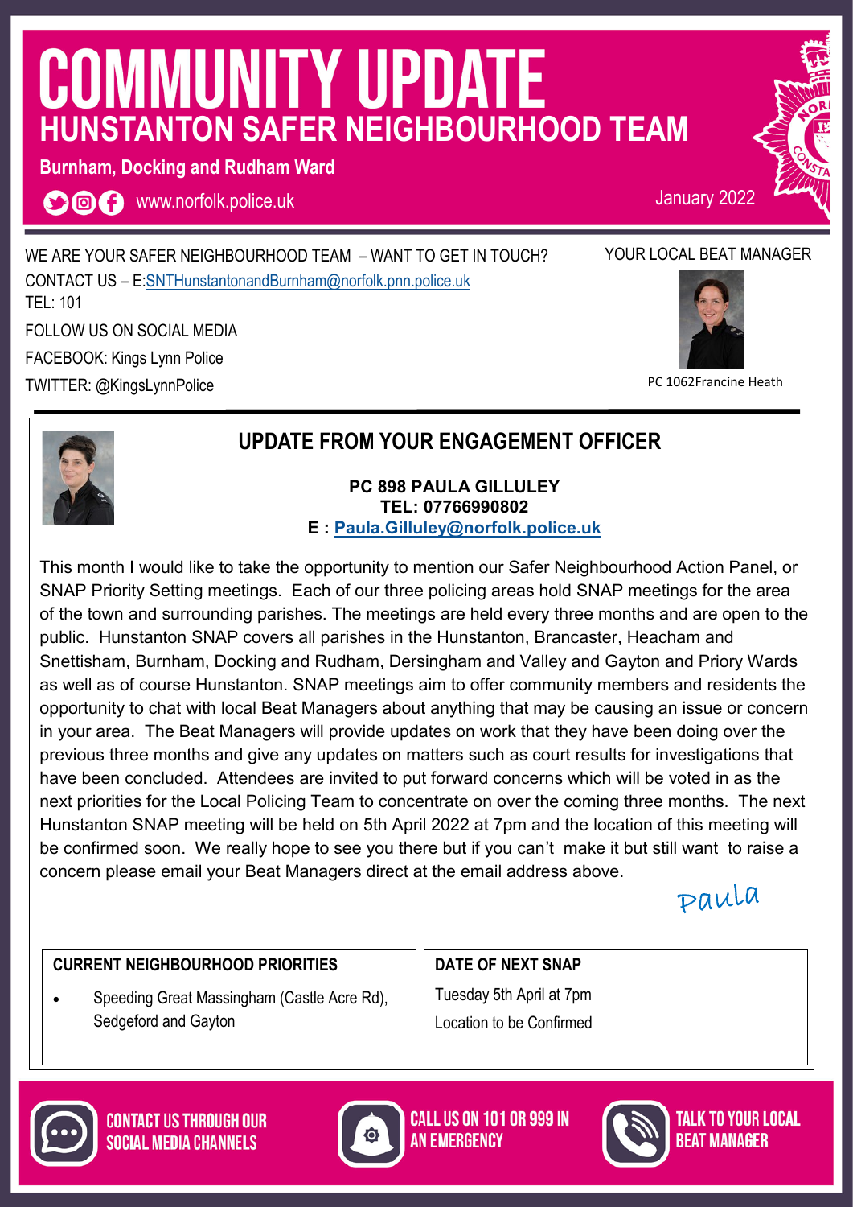# COMMUNITY UPDATE

## HUNSTANTON SAFER NEIGHBOURHOOD TEAM

**Burnham, Docking and Rudham Ward**

www.norfolk.police.uk

January 2022

WE ARE YOUR SAFER NEIGHBOURHOOD TEAM – WANT TO GET IN TOUCH?

CONTACT US – E:SNTHunstantonandBurnham@norfolk.pnn.police.uk

TEL: 101

FOLLOW US ON SOCIAL MEDIA

FACEBOOK: Kings Lynn Police

TWITTER: @KingsLynnPolice

YOUR LOCAL BEAT MANAGER

PC 1062Francine Heath

## UPDATE FROM YOUR ENGAGEMENT OFFICER

**PC 898 PAULA GILLULEY**
**TEL: 07766990802**
**E : Paula.Gilluley@norfolk.police.uk**

This month I would like to take the opportunity to mention our Safer Neighbourhood Action Panel, or SNAP Priority Setting meetings. Each of our three policing areas hold SNAP meetings for the area of the town and surrounding parishes. The meetings are held every three months and are open to the public. Hunstanton SNAP covers all parishes in the Hunstanton, Brancaster, Heacham and Snettisham, Burnham, Docking and Rudham, Dersingham and Valley and Gayton and Priory Wards as well as of course Hunstanton. SNAP meetings aim to offer community members and residents the opportunity to chat with local Beat Managers about anything that may be causing an issue or concern in your area. The Beat Managers will provide updates on work that they have been doing over the previous three months and give any updates on matters such as court results for investigations that have been concluded. Attendees are invited to put forward concerns which will be voted in as the next priorities for the Local Policing Team to concentrate on over the coming three months. The next Hunstanton SNAP meeting will be held on 5th April 2022 at 7pm and the location of this meeting will be confirmed soon. We really hope to see you there but if you can't make it but still want to raise a concern please email your Beat Managers direct at the email address above.

*Paula*

### CURRENT NEIGHBOURHOOD PRIORITIES

- Speeding Great Massingham (Castle Acre Rd), Sedgeford and Gayton

### DATE OF NEXT SNAP

Tuesday 5th April at 7pm

Location to be Confirmed

CONTACT US THROUGH OUR SOCIAL MEDIA CHANNELS

CALL US ON 101 OR 999 IN AN EMERGENCY

TALK TO YOUR LOCAL BEAT MANAGER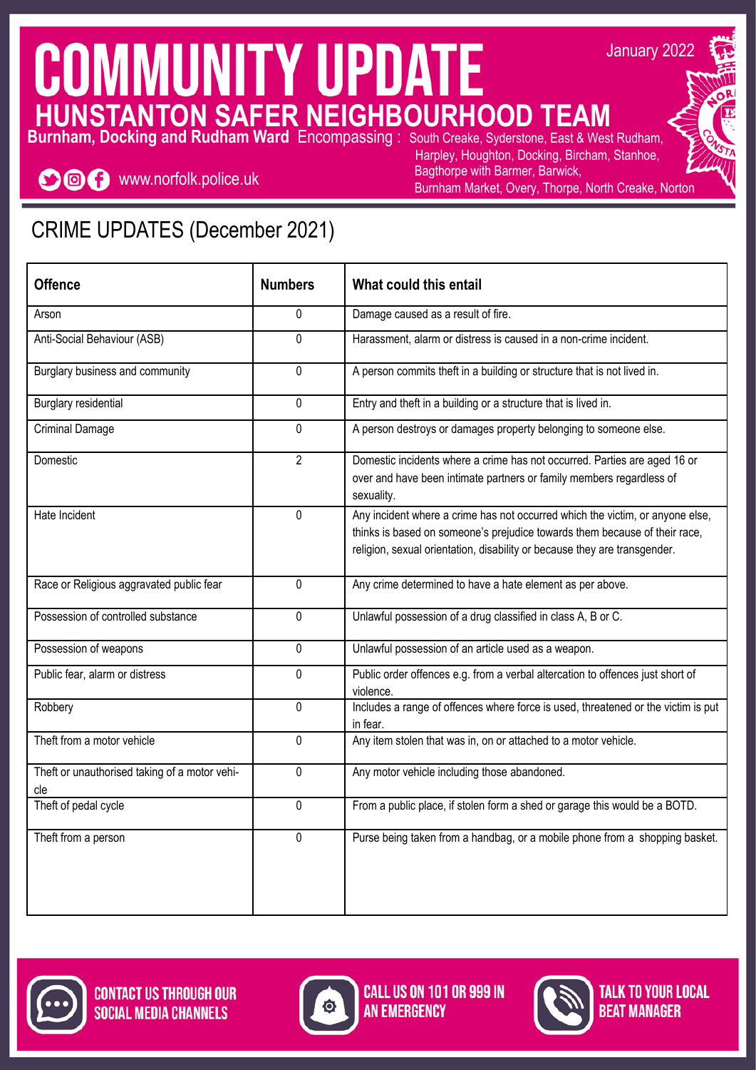# COMMUNITY UPDATE

January 2022

## HUNSTANTON SAFER NEIGHBOURHOOD TEAM

**Burnham, Docking and Rudham Ward** Encompassing : South Creake, Syderstone, East & West Rudham, Harpley, Houghton, Docking, Bircham, Stanhoe, Bagthorpe with Barmer, Barwick, Burnham Market, Overy, Thorpe, North Creake, Norton

www.norfolk.police.uk

## CRIME UPDATES (December 2021)

| Offence | Numbers | What could this entail |
|---|---|---|
| Arson | 0 | Damage caused as a result of fire. |
| Anti-Social Behaviour (ASB) | 0 | Harassment, alarm or distress is caused in a non-crime incident. |
| Burglary business and community | 0 | A person commits theft in a building or structure that is not lived in. |
| Burglary residential | 0 | Entry and theft in a building or a structure that is lived in. |
| Criminal Damage | 0 | A person destroys or damages property belonging to someone else. |
| Domestic | 2 | Domestic incidents where a crime has not occurred. Parties are aged 16 or over and have been intimate partners or family members regardless of sexuality. |
| Hate Incident | 0 | Any incident where a crime has not occurred which the victim, or anyone else, thinks is based on someone's prejudice towards them because of their race, religion, sexual orientation, disability or because they are transgender. |
| Race or Religious aggravated public fear | 0 | Any crime determined to have a hate element as per above. |
| Possession of controlled substance | 0 | Unlawful possession of a drug classified in class A, B or C. |
| Possession of weapons | 0 | Unlawful possession of an article used as a weapon. |
| Public fear, alarm or distress | 0 | Public order offences e.g. from a verbal altercation to offences just short of violence. |
| Robbery | 0 | Includes a range of offences where force is used, threatened or the victim is put in fear. |
| Theft from a motor vehicle | 0 | Any item stolen that was in, on or attached to a motor vehicle. |
| Theft or unauthorised taking of a motor vehicle | 0 | Any motor vehicle including those abandoned. |
| Theft of pedal cycle | 0 | From a public place, if stolen form a shed or garage this would be a BOTD. |
| Theft from a person | 0 | Purse being taken from a handbag, or a mobile phone from a shopping basket. |

CONTACT US THROUGH OUR SOCIAL MEDIA CHANNELS

CALL US ON 101 OR 999 IN AN EMERGENCY

TALK TO YOUR LOCAL BEAT MANAGER